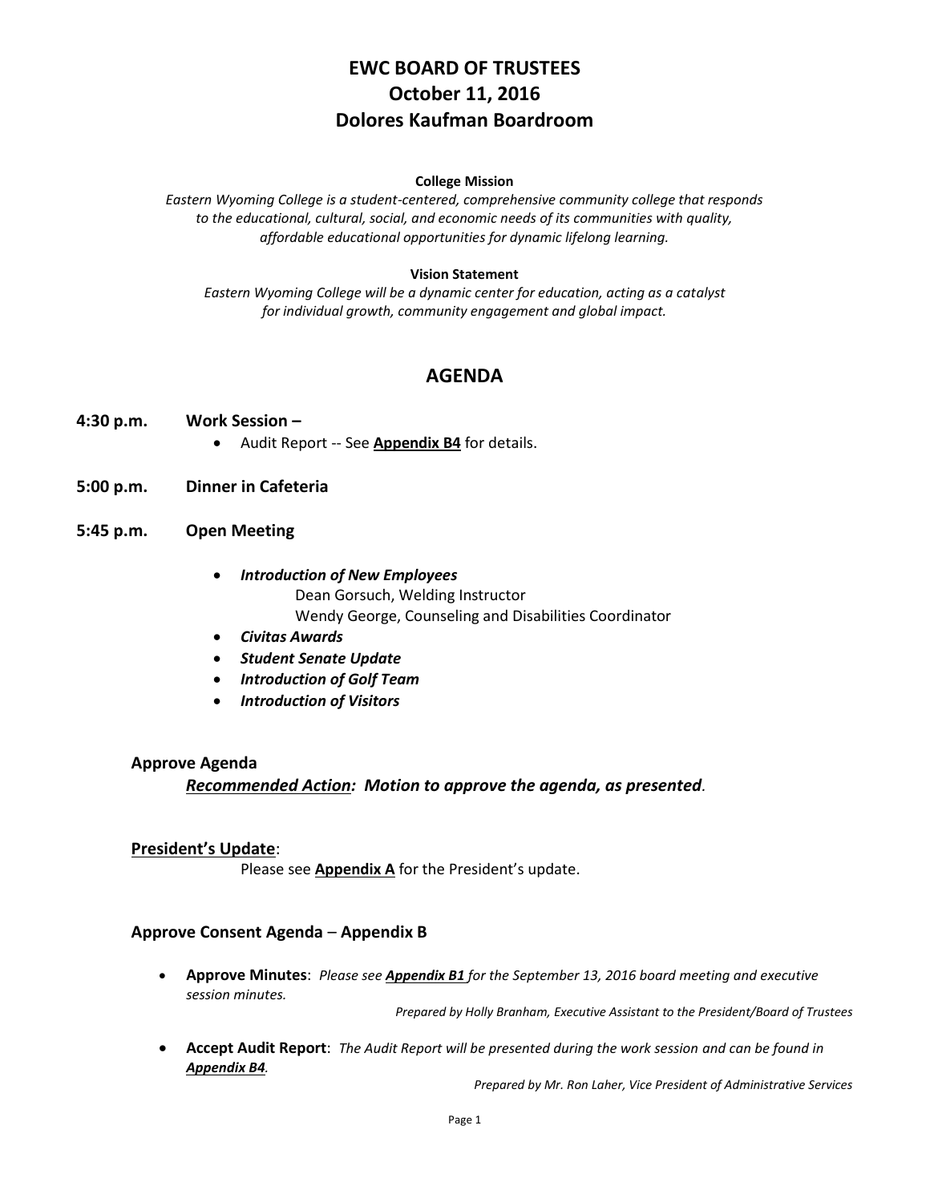# EWC BOARD OF TRUSTEES
# October 11, 2016
# Dolores Kaufman Boardroom

**College Mission**

*Eastern Wyoming College is a student-centered, comprehensive community college that responds to the educational, cultural, social, and economic needs of its communities with quality, affordable educational opportunities for dynamic lifelong learning.*

**Vision Statement**

*Eastern Wyoming College will be a dynamic center for education, acting as a catalyst for individual growth, community engagement and global impact.*

## AGENDA

**4:30 p.m. Work Session –**

- Audit Report -- See **Appendix B4** for details.

**5:00 p.m. Dinner in Cafeteria**

**5:45 p.m. Open Meeting**

- ***Introduction of New Employees***
  Dean Gorsuch, Welding Instructor
  Wendy George, Counseling and Disabilities Coordinator
- ***Civitas Awards***
- ***Student Senate Update***
- ***Introduction of Golf Team***
- ***Introduction of Visitors***

### Approve Agenda

***Recommended Action:** **Motion to approve the agenda, as presented**.*

### President's Update:

Please see **Appendix A** for the President's update.

### Approve Consent Agenda – Appendix B

- **Approve Minutes**: *Please see **Appendix B1** for the September 13, 2016 board meeting and executive session minutes.*

  *Prepared by Holly Branham, Executive Assistant to the President/Board of Trustees*

- **Accept Audit Report**: *The Audit Report will be presented during the work session and can be found in **Appendix B4**.*

  *Prepared by Mr. Ron Laher, Vice President of Administrative Services*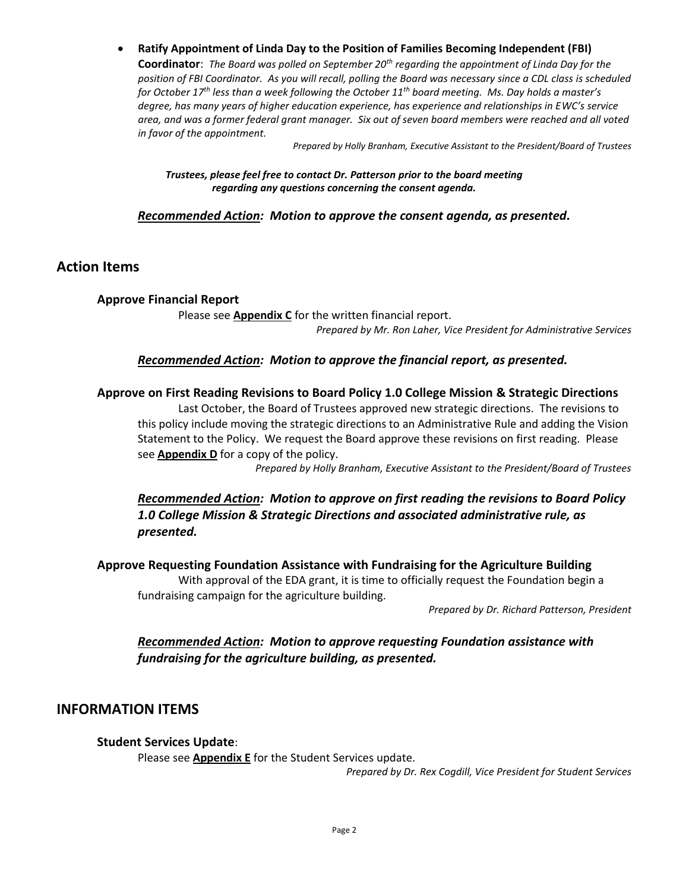- **Ratify Appointment of Linda Day to the Position of Families Becoming Independent (FBI) Coordinator**: *The Board was polled on September 20th regarding the appointment of Linda Day for the position of FBI Coordinator. As you will recall, polling the Board was necessary since a CDL class is scheduled for October 17th less than a week following the October 11th board meeting. Ms. Day holds a master's degree, has many years of higher education experience, has experience and relationships in EWC's service area, and was a former federal grant manager. Six out of seven board members were reached and all voted in favor of the appointment.*

  *Prepared by Holly Branham, Executive Assistant to the President/Board of Trustees*

***Trustees, please feel free to contact Dr. Patterson prior to the board meeting regarding any questions concerning the consent agenda.***

***Recommended Action: Motion to approve the consent agenda, as presented.***

## Action Items

### Approve Financial Report

Please see **Appendix C** for the written financial report.

*Prepared by Mr. Ron Laher, Vice President for Administrative Services*

***Recommended Action: Motion to approve the financial report, as presented.***

### Approve on First Reading Revisions to Board Policy 1.0 College Mission & Strategic Directions

Last October, the Board of Trustees approved new strategic directions. The revisions to this policy include moving the strategic directions to an Administrative Rule and adding the Vision Statement to the Policy. We request the Board approve these revisions on first reading. Please see **Appendix D** for a copy of the policy.

*Prepared by Holly Branham, Executive Assistant to the President/Board of Trustees*

***Recommended Action: Motion to approve on first reading the revisions to Board Policy 1.0 College Mission & Strategic Directions and associated administrative rule, as presented.***

### Approve Requesting Foundation Assistance with Fundraising for the Agriculture Building

With approval of the EDA grant, it is time to officially request the Foundation begin a fundraising campaign for the agriculture building.

*Prepared by Dr. Richard Patterson, President*

***Recommended Action: Motion to approve requesting Foundation assistance with fundraising for the agriculture building, as presented.***

## INFORMATION ITEMS

### Student Services Update:

Please see **Appendix E** for the Student Services update.

*Prepared by Dr. Rex Cogdill, Vice President for Student Services*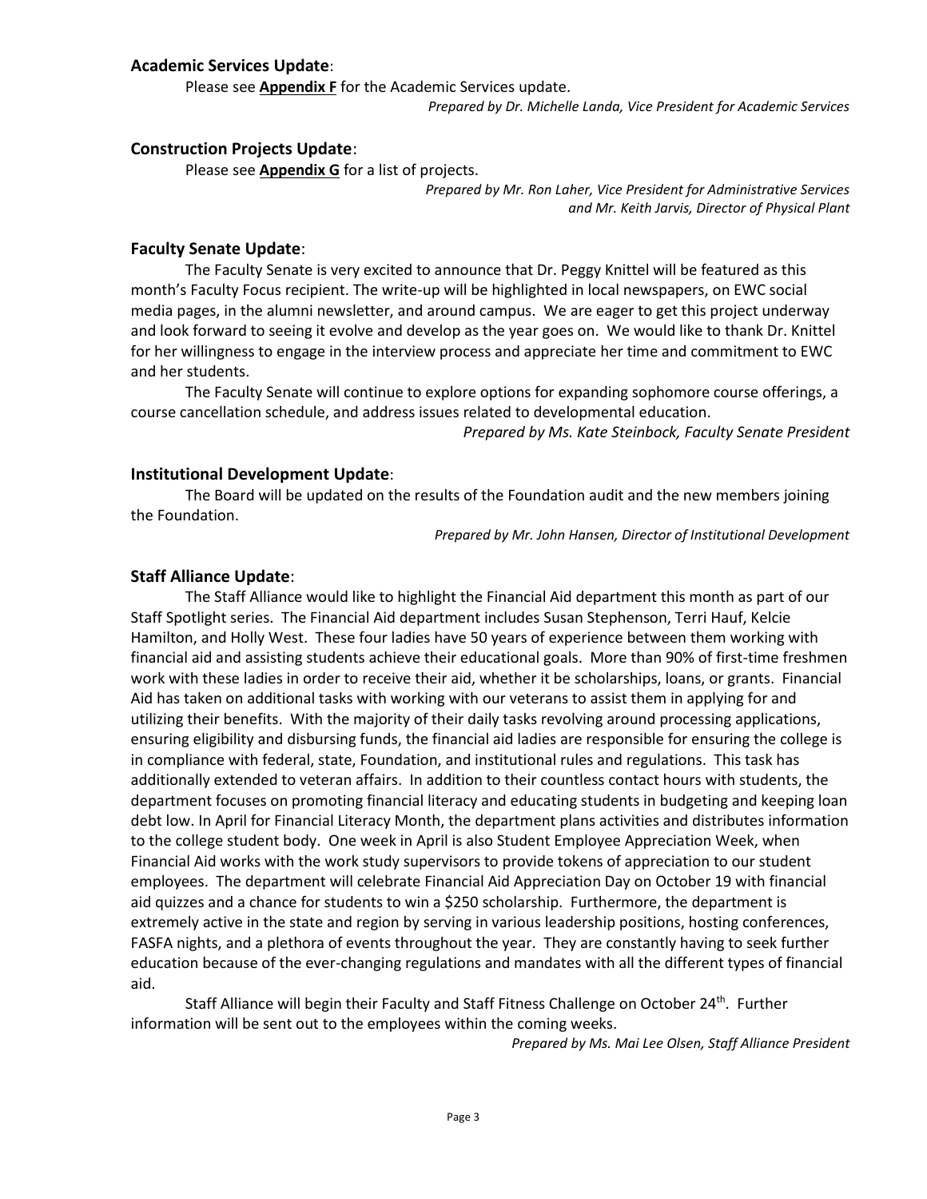### Academic Services Update:

Please see **Appendix F** for the Academic Services update.

*Prepared by Dr. Michelle Landa, Vice President for Academic Services*

### Construction Projects Update:

Please see **Appendix G** for a list of projects.

*Prepared by Mr. Ron Laher, Vice President for Administrative Services and Mr. Keith Jarvis, Director of Physical Plant*

### Faculty Senate Update:

The Faculty Senate is very excited to announce that Dr. Peggy Knittel will be featured as this month's Faculty Focus recipient. The write-up will be highlighted in local newspapers, on EWC social media pages, in the alumni newsletter, and around campus. We are eager to get this project underway and look forward to seeing it evolve and develop as the year goes on. We would like to thank Dr. Knittel for her willingness to engage in the interview process and appreciate her time and commitment to EWC and her students.

The Faculty Senate will continue to explore options for expanding sophomore course offerings, a course cancellation schedule, and address issues related to developmental education.

*Prepared by Ms. Kate Steinbock, Faculty Senate President*

### Institutional Development Update:

The Board will be updated on the results of the Foundation audit and the new members joining the Foundation.

*Prepared by Mr. John Hansen, Director of Institutional Development*

### Staff Alliance Update:

The Staff Alliance would like to highlight the Financial Aid department this month as part of our Staff Spotlight series. The Financial Aid department includes Susan Stephenson, Terri Hauf, Kelcie Hamilton, and Holly West. These four ladies have 50 years of experience between them working with financial aid and assisting students achieve their educational goals. More than 90% of first-time freshmen work with these ladies in order to receive their aid, whether it be scholarships, loans, or grants. Financial Aid has taken on additional tasks with working with our veterans to assist them in applying for and utilizing their benefits. With the majority of their daily tasks revolving around processing applications, ensuring eligibility and disbursing funds, the financial aid ladies are responsible for ensuring the college is in compliance with federal, state, Foundation, and institutional rules and regulations. This task has additionally extended to veteran affairs. In addition to their countless contact hours with students, the department focuses on promoting financial literacy and educating students in budgeting and keeping loan debt low. In April for Financial Literacy Month, the department plans activities and distributes information to the college student body. One week in April is also Student Employee Appreciation Week, when Financial Aid works with the work study supervisors to provide tokens of appreciation to our student employees. The department will celebrate Financial Aid Appreciation Day on October 19 with financial aid quizzes and a chance for students to win a $250 scholarship. Furthermore, the department is extremely active in the state and region by serving in various leadership positions, hosting conferences, FASFA nights, and a plethora of events throughout the year. They are constantly having to seek further education because of the ever-changing regulations and mandates with all the different types of financial aid.

Staff Alliance will begin their Faculty and Staff Fitness Challenge on October 24th. Further information will be sent out to the employees within the coming weeks.

*Prepared by Ms. Mai Lee Olsen, Staff Alliance President*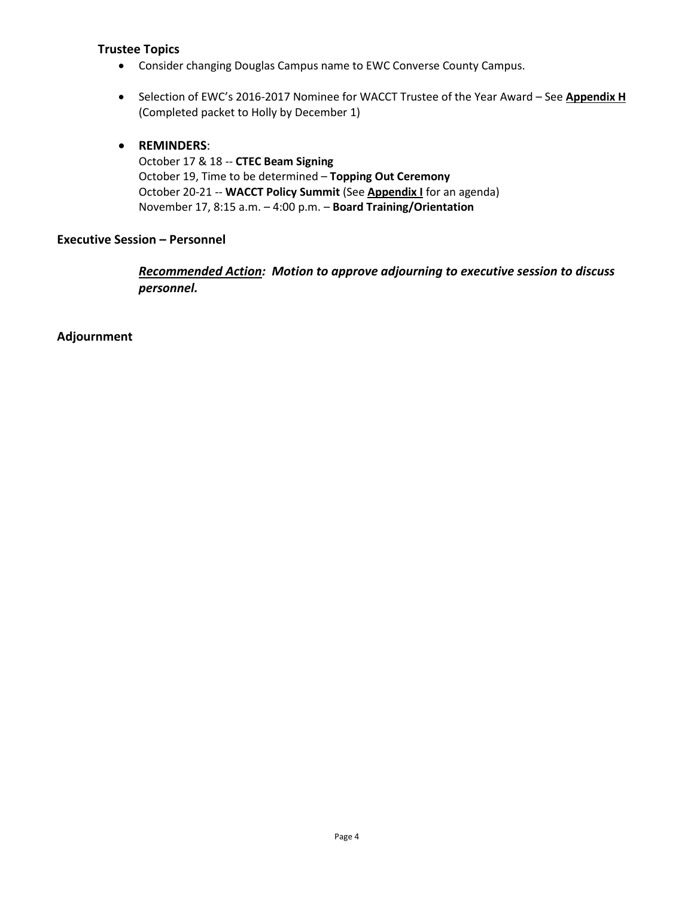### Trustee Topics

- Consider changing Douglas Campus name to EWC Converse County Campus.
- Selection of EWC's 2016-2017 Nominee for WACCT Trustee of the Year Award – See **Appendix H** (Completed packet to Holly by December 1)
- **REMINDERS**:
  October 17 & 18 -- **CTEC Beam Signing**
  October 19, Time to be determined – **Topping Out Ceremony**
  October 20-21 -- **WACCT Policy Summit** (See **Appendix I** for an agenda)
  November 17, 8:15 a.m. – 4:00 p.m. – **Board Training/Orientation**

## Executive Session – Personnel

***Recommended Action*: Motion to approve adjourning to executive session to discuss personnel.**

## Adjournment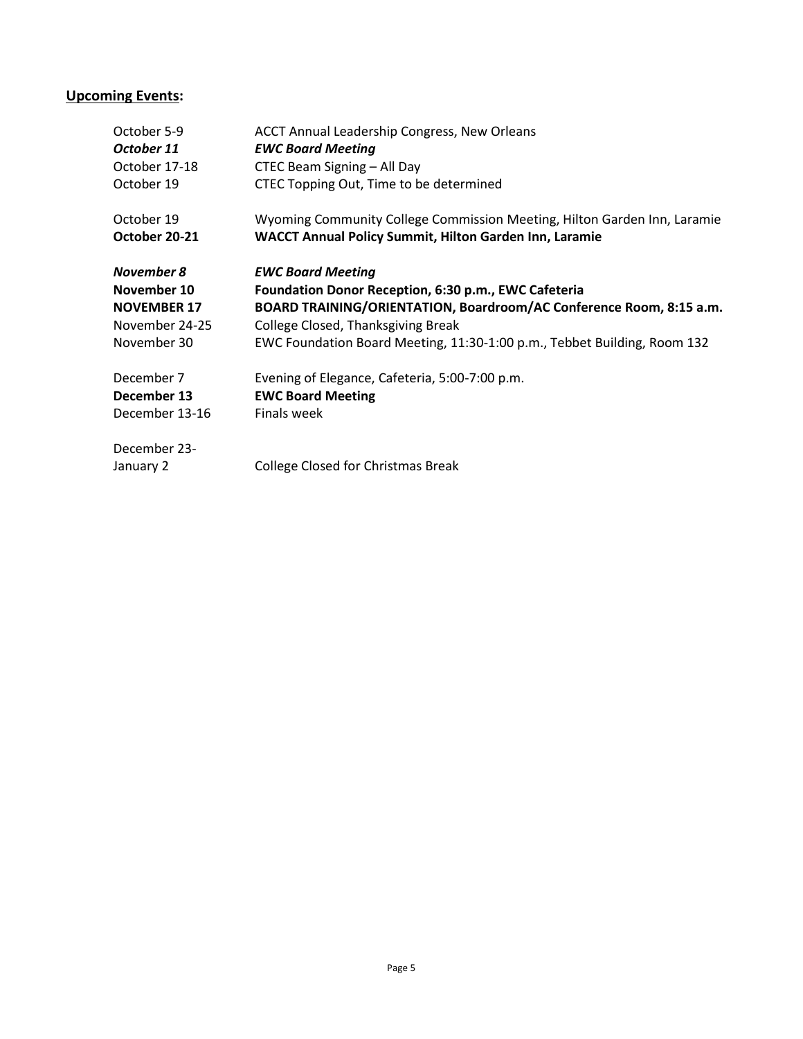**<u>Upcoming Events</u>:**

| | |
|---|---|
| October 5-9 | ACCT Annual Leadership Congress, New Orleans |
| ***October 11*** | ***EWC Board Meeting*** |
| October 17-18 | CTEC Beam Signing – All Day |
| October 19 | CTEC Topping Out, Time to be determined |
| October 19 | Wyoming Community College Commission Meeting, Hilton Garden Inn, Laramie |
| **October 20-21** | **WACCT Annual Policy Summit, Hilton Garden Inn, Laramie** |
| ***November 8*** | ***EWC Board Meeting*** |
| **November 10** | **Foundation Donor Reception, 6:30 p.m., EWC Cafeteria** |
| **NOVEMBER 17** | **BOARD TRAINING/ORIENTATION, Boardroom/AC Conference Room, 8:15 a.m.** |
| November 24-25 | College Closed, Thanksgiving Break |
| November 30 | EWC Foundation Board Meeting, 11:30-1:00 p.m., Tebbet Building, Room 132 |
| December 7 | Evening of Elegance, Cafeteria, 5:00-7:00 p.m. |
| **December 13** | **EWC Board Meeting** |
| December 13-16 | Finals week |
| December 23-January 2 | College Closed for Christmas Break |